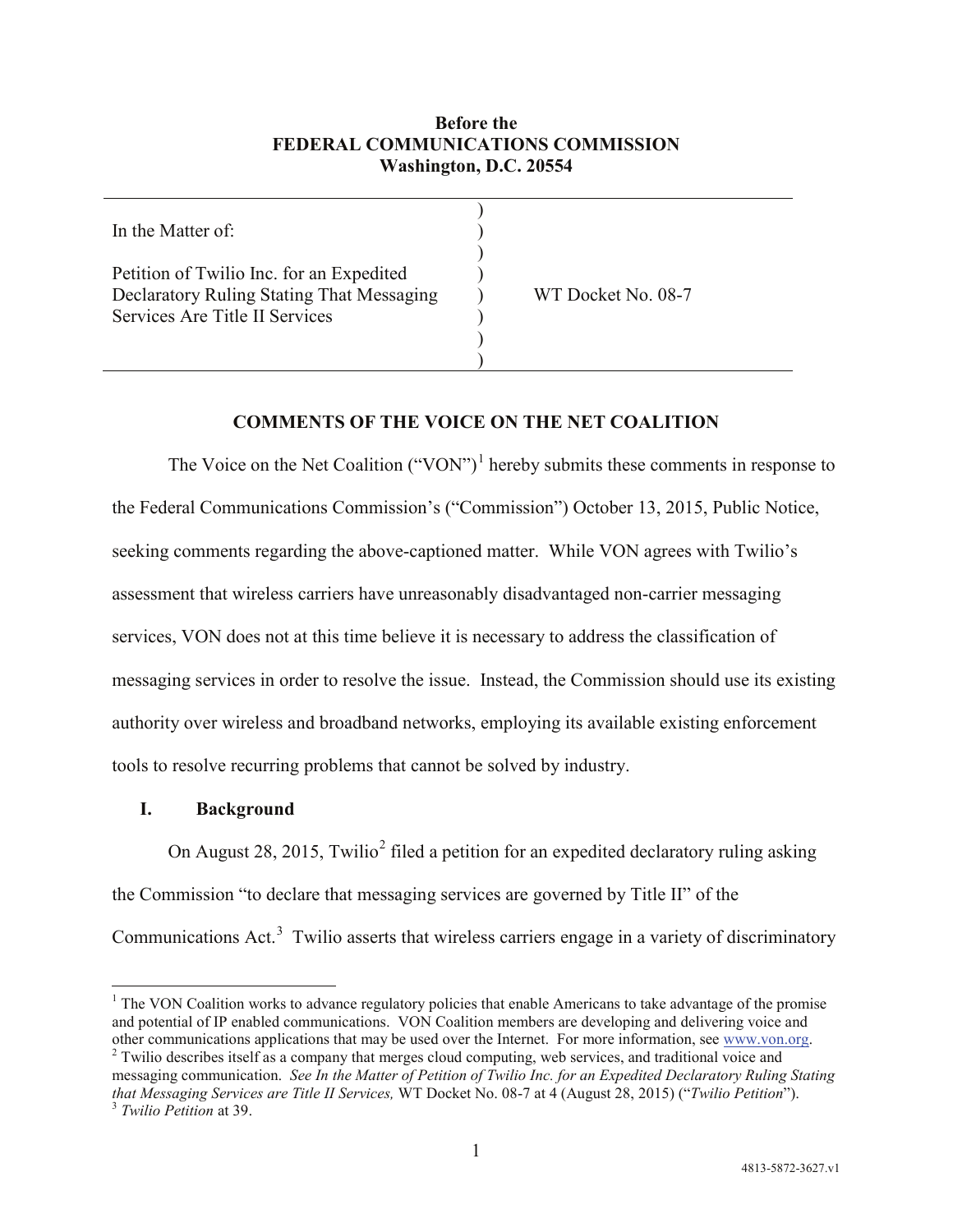**Before the**
**FEDERAL COMMUNICATIONS COMMISSION**
**Washington, D.C. 20554**

| In the Matter of: | ) | |
|---|---|---|
| Petition of Twilio Inc. for an Expedited Declaratory Ruling Stating That Messaging Services Are Title II Services | ) | WT Docket No. 08-7 |

## COMMENTS OF THE VOICE ON THE NET COALITION

The Voice on the Net Coalition ("VON")[1] hereby submits these comments in response to the Federal Communications Commission's ("Commission") October 13, 2015, Public Notice, seeking comments regarding the above-captioned matter. While VON agrees with Twilio's assessment that wireless carriers have unreasonably disadvantaged non-carrier messaging services, VON does not at this time believe it is necessary to address the classification of messaging services in order to resolve the issue. Instead, the Commission should use its existing authority over wireless and broadband networks, employing its available existing enforcement tools to resolve recurring problems that cannot be solved by industry.

### I. Background

On August 28, 2015, Twilio[2] filed a petition for an expedited declaratory ruling asking the Commission "to declare that messaging services are governed by Title II" of the Communications Act.[3] Twilio asserts that wireless carriers engage in a variety of discriminatory

---

[1] The VON Coalition works to advance regulatory policies that enable Americans to take advantage of the promise and potential of IP enabled communications. VON Coalition members are developing and delivering voice and other communications applications that may be used over the Internet. For more information, see www.von.org.

[2] Twilio describes itself as a company that merges cloud computing, web services, and traditional voice and messaging communication. *See In the Matter of Petition of Twilio Inc. for an Expedited Declaratory Ruling Stating that Messaging Services are Title II Services,* WT Docket No. 08-7 at 4 (August 28, 2015) ("*Twilio Petition*").

[3] *Twilio Petition* at 39.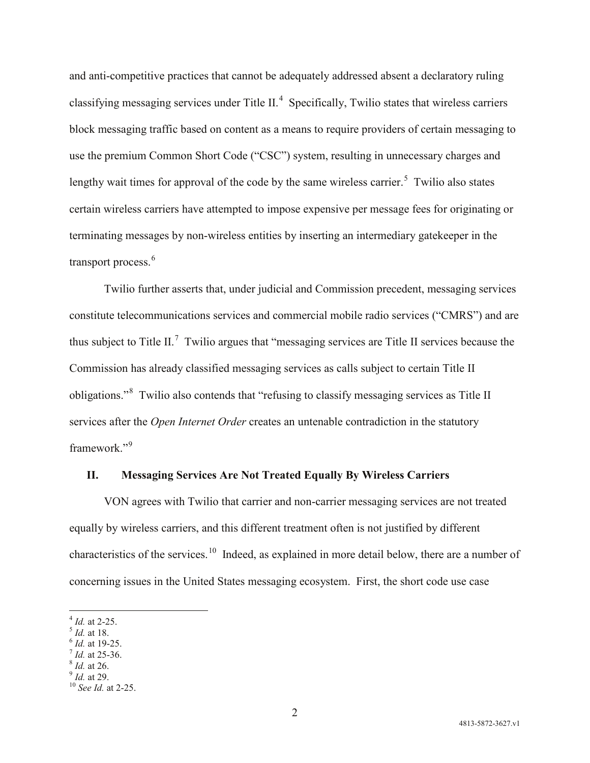and anti-competitive practices that cannot be adequately addressed absent a declaratory ruling classifying messaging services under Title II.[4] Specifically, Twilio states that wireless carriers block messaging traffic based on content as a means to require providers of certain messaging to use the premium Common Short Code ("CSC") system, resulting in unnecessary charges and lengthy wait times for approval of the code by the same wireless carrier.[5] Twilio also states certain wireless carriers have attempted to impose expensive per message fees for originating or terminating messages by non-wireless entities by inserting an intermediary gatekeeper in the transport process.[6]

Twilio further asserts that, under judicial and Commission precedent, messaging services constitute telecommunications services and commercial mobile radio services ("CMRS") and are thus subject to Title II.[7] Twilio argues that "messaging services are Title II services because the Commission has already classified messaging services as calls subject to certain Title II obligations."[8] Twilio also contends that "refusing to classify messaging services as Title II services after the *Open Internet Order* creates an untenable contradiction in the statutory framework."[9]

## II. Messaging Services Are Not Treated Equally By Wireless Carriers

VON agrees with Twilio that carrier and non-carrier messaging services are not treated equally by wireless carriers, and this different treatment often is not justified by different characteristics of the services.[10] Indeed, as explained in more detail below, there are a number of concerning issues in the United States messaging ecosystem. First, the short code use case

---

[4] *Id.* at 2-25.
[5] *Id.* at 18.
[6] *Id.* at 19-25.
[7] *Id.* at 25-36.
[8] *Id.* at 26.
[9] *Id.* at 29.
[10] *See Id.* at 2-25.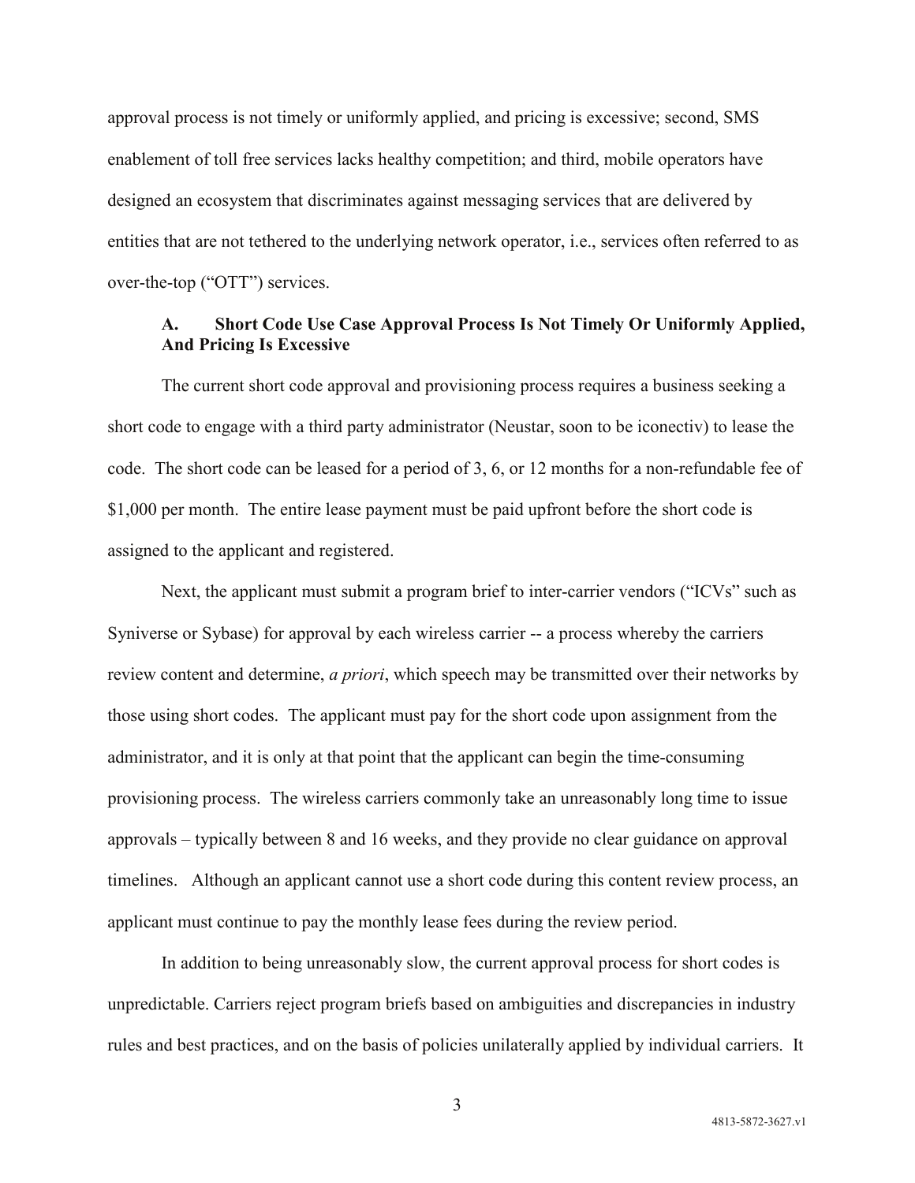approval process is not timely or uniformly applied, and pricing is excessive; second, SMS enablement of toll free services lacks healthy competition; and third, mobile operators have designed an ecosystem that discriminates against messaging services that are delivered by entities that are not tethered to the underlying network operator, i.e., services often referred to as over-the-top ("OTT") services.

### A. Short Code Use Case Approval Process Is Not Timely Or Uniformly Applied, And Pricing Is Excessive

The current short code approval and provisioning process requires a business seeking a short code to engage with a third party administrator (Neustar, soon to be iconectiv) to lease the code. The short code can be leased for a period of 3, 6, or 12 months for a non-refundable fee of $1,000 per month. The entire lease payment must be paid upfront before the short code is assigned to the applicant and registered.

Next, the applicant must submit a program brief to inter-carrier vendors ("ICVs" such as Syniverse or Sybase) for approval by each wireless carrier -- a process whereby the carriers review content and determine, *a priori*, which speech may be transmitted over their networks by those using short codes. The applicant must pay for the short code upon assignment from the administrator, and it is only at that point that the applicant can begin the time-consuming provisioning process. The wireless carriers commonly take an unreasonably long time to issue approvals – typically between 8 and 16 weeks, and they provide no clear guidance on approval timelines. Although an applicant cannot use a short code during this content review process, an applicant must continue to pay the monthly lease fees during the review period.

In addition to being unreasonably slow, the current approval process for short codes is unpredictable. Carriers reject program briefs based on ambiguities and discrepancies in industry rules and best practices, and on the basis of policies unilaterally applied by individual carriers. It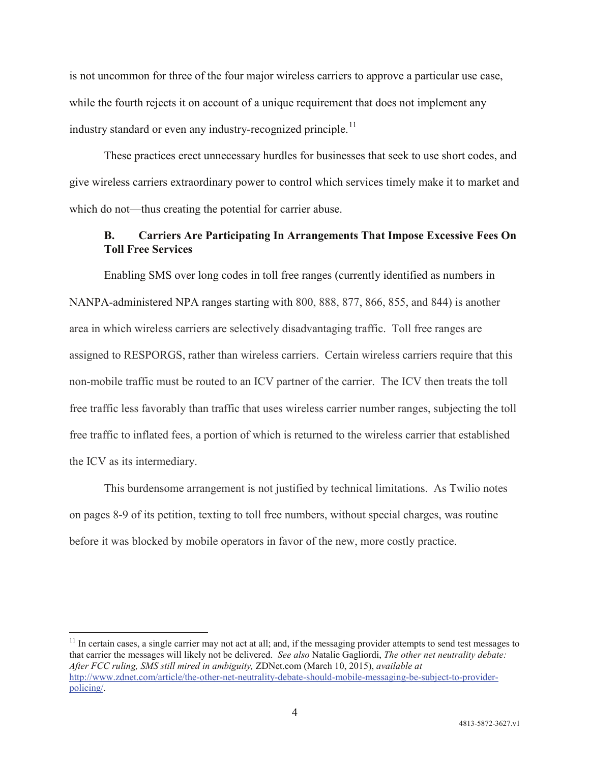is not uncommon for three of the four major wireless carriers to approve a particular use case, while the fourth rejects it on account of a unique requirement that does not implement any industry standard or even any industry-recognized principle.[11]

These practices erect unnecessary hurdles for businesses that seek to use short codes, and give wireless carriers extraordinary power to control which services timely make it to market and which do not—thus creating the potential for carrier abuse.

### B. Carriers Are Participating In Arrangements That Impose Excessive Fees On Toll Free Services

Enabling SMS over long codes in toll free ranges (currently identified as numbers in NANPA-administered NPA ranges starting with 800, 888, 877, 866, 855, and 844) is another area in which wireless carriers are selectively disadvantaging traffic. Toll free ranges are assigned to RESPORGS, rather than wireless carriers. Certain wireless carriers require that this non-mobile traffic must be routed to an ICV partner of the carrier. The ICV then treats the toll free traffic less favorably than traffic that uses wireless carrier number ranges, subjecting the toll free traffic to inflated fees, a portion of which is returned to the wireless carrier that established the ICV as its intermediary.

This burdensome arrangement is not justified by technical limitations. As Twilio notes on pages 8-9 of its petition, texting to toll free numbers, without special charges, was routine before it was blocked by mobile operators in favor of the new, more costly practice.

---

[11] In certain cases, a single carrier may not act at all; and, if the messaging provider attempts to send test messages to that carrier the messages will likely not be delivered. *See also* Natalie Gagliordi, *The other net neutrality debate: After FCC ruling, SMS still mired in ambiguity,* ZDNet.com (March 10, 2015), *available at* http://www.zdnet.com/article/the-other-net-neutrality-debate-should-mobile-messaging-be-subject-to-provider-policing/.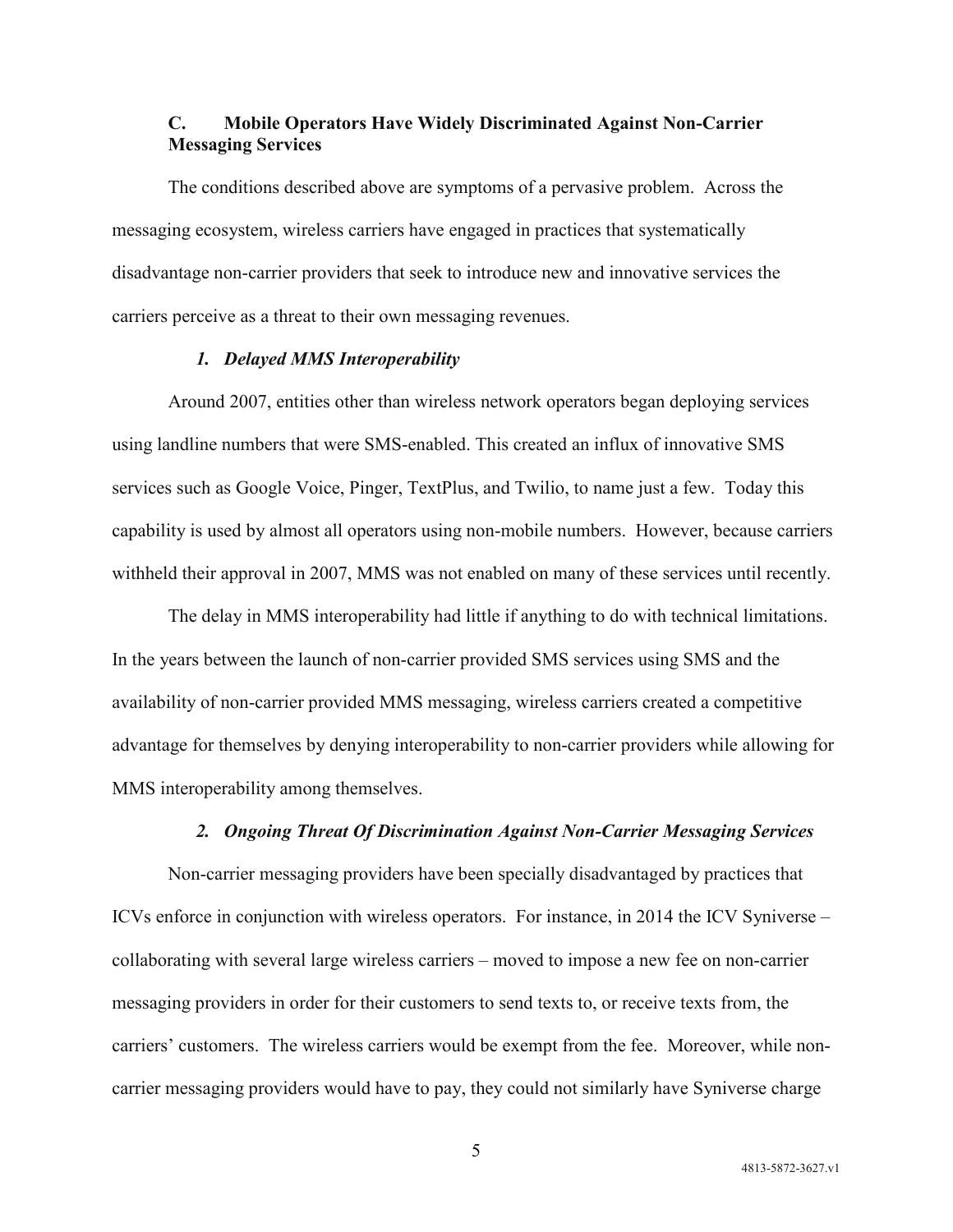### C. Mobile Operators Have Widely Discriminated Against Non-Carrier Messaging Services

The conditions described above are symptoms of a pervasive problem. Across the messaging ecosystem, wireless carriers have engaged in practices that systematically disadvantage non-carrier providers that seek to introduce new and innovative services the carriers perceive as a threat to their own messaging revenues.

#### *1. Delayed MMS Interoperability*

Around 2007, entities other than wireless network operators began deploying services using landline numbers that were SMS-enabled. This created an influx of innovative SMS services such as Google Voice, Pinger, TextPlus, and Twilio, to name just a few. Today this capability is used by almost all operators using non-mobile numbers. However, because carriers withheld their approval in 2007, MMS was not enabled on many of these services until recently.

The delay in MMS interoperability had little if anything to do with technical limitations. In the years between the launch of non-carrier provided SMS services using SMS and the availability of non-carrier provided MMS messaging, wireless carriers created a competitive advantage for themselves by denying interoperability to non-carrier providers while allowing for MMS interoperability among themselves.

#### *2. Ongoing Threat Of Discrimination Against Non-Carrier Messaging Services*

Non-carrier messaging providers have been specially disadvantaged by practices that ICVs enforce in conjunction with wireless operators. For instance, in 2014 the ICV Syniverse – collaborating with several large wireless carriers – moved to impose a new fee on non-carrier messaging providers in order for their customers to send texts to, or receive texts from, the carriers' customers. The wireless carriers would be exempt from the fee. Moreover, while non-carrier messaging providers would have to pay, they could not similarly have Syniverse charge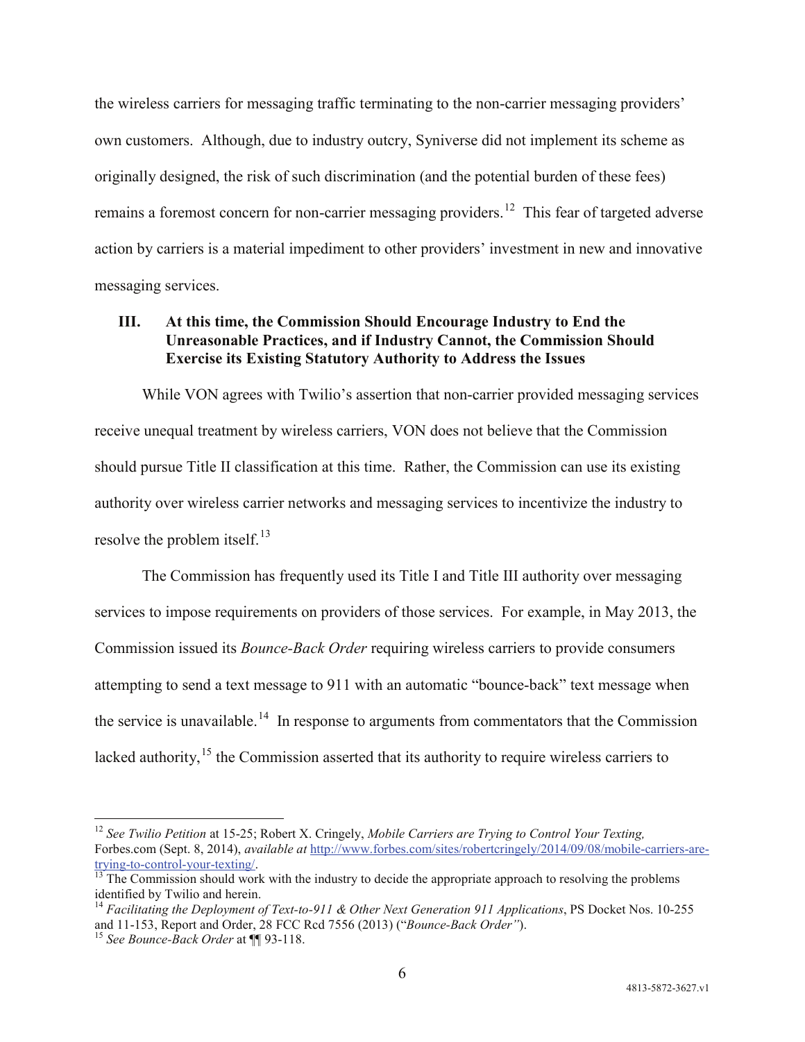the wireless carriers for messaging traffic terminating to the non-carrier messaging providers' own customers. Although, due to industry outcry, Syniverse did not implement its scheme as originally designed, the risk of such discrimination (and the potential burden of these fees) remains a foremost concern for non-carrier messaging providers.[12] This fear of targeted adverse action by carriers is a material impediment to other providers' investment in new and innovative messaging services.

## III. At this time, the Commission Should Encourage Industry to End the Unreasonable Practices, and if Industry Cannot, the Commission Should Exercise its Existing Statutory Authority to Address the Issues

While VON agrees with Twilio's assertion that non-carrier provided messaging services receive unequal treatment by wireless carriers, VON does not believe that the Commission should pursue Title II classification at this time. Rather, the Commission can use its existing authority over wireless carrier networks and messaging services to incentivize the industry to resolve the problem itself.[13]

The Commission has frequently used its Title I and Title III authority over messaging services to impose requirements on providers of those services. For example, in May 2013, the Commission issued its *Bounce-Back Order* requiring wireless carriers to provide consumers attempting to send a text message to 911 with an automatic "bounce-back" text message when the service is unavailable.[14] In response to arguments from commentators that the Commission lacked authority,[15] the Commission asserted that its authority to require wireless carriers to

---

[12] *See Twilio Petition* at 15-25; Robert X. Cringely, *Mobile Carriers are Trying to Control Your Texting,* Forbes.com (Sept. 8, 2014), *available at* [http://www.forbes.com/sites/robertcringely/2014/09/08/mobile-carriers-are-trying-to-control-your-texting/](http://www.forbes.com/sites/robertcringely/2014/09/08/mobile-carriers-are-trying-to-control-your-texting/).

[13] The Commission should work with the industry to decide the appropriate approach to resolving the problems identified by Twilio and herein.

[14] *Facilitating the Deployment of Text-to-911 & Other Next Generation 911 Applications*, PS Docket Nos. 10-255 and 11-153, Report and Order, 28 FCC Rcd 7556 (2013) ("*Bounce-Back Order"*).

[15] *See Bounce-Back Order* at ¶¶ 93-118.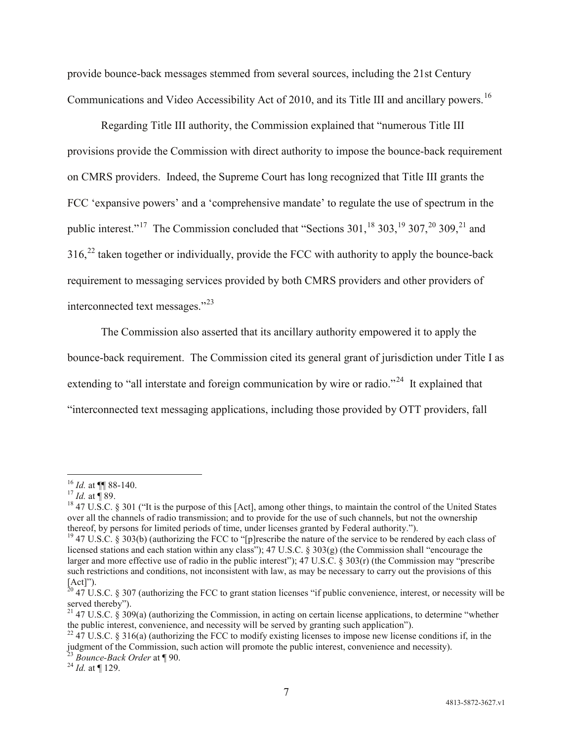provide bounce-back messages stemmed from several sources, including the 21st Century Communications and Video Accessibility Act of 2010, and its Title III and ancillary powers.[16]

Regarding Title III authority, the Commission explained that "numerous Title III provisions provide the Commission with direct authority to impose the bounce-back requirement on CMRS providers. Indeed, the Supreme Court has long recognized that Title III grants the FCC 'expansive powers' and a 'comprehensive mandate' to regulate the use of spectrum in the public interest."[17] The Commission concluded that "Sections 301,[18] 303,[19] 307,[20] 309,[21] and 316,[22] taken together or individually, provide the FCC with authority to apply the bounce-back requirement to messaging services provided by both CMRS providers and other providers of interconnected text messages."[23]

The Commission also asserted that its ancillary authority empowered it to apply the bounce-back requirement. The Commission cited its general grant of jurisdiction under Title I as extending to "all interstate and foreign communication by wire or radio."[24] It explained that "interconnected text messaging applications, including those provided by OTT providers, fall

---

[16] *Id.* at ¶¶ 88-140.

[17] *Id.* at ¶ 89.

[18] 47 U.S.C. § 301 ("It is the purpose of this [Act], among other things, to maintain the control of the United States over all the channels of radio transmission; and to provide for the use of such channels, but not the ownership thereof, by persons for limited periods of time, under licenses granted by Federal authority.").

[19] 47 U.S.C. § 303(b) (authorizing the FCC to "[p]rescribe the nature of the service to be rendered by each class of licensed stations and each station within any class"); 47 U.S.C. § 303(g) (the Commission shall "encourage the larger and more effective use of radio in the public interest"); 47 U.S.C. § 303(r) (the Commission may "prescribe such restrictions and conditions, not inconsistent with law, as may be necessary to carry out the provisions of this [Act]").

[20] 47 U.S.C. § 307 (authorizing the FCC to grant station licenses "if public convenience, interest, or necessity will be served thereby").

[21] 47 U.S.C. § 309(a) (authorizing the Commission, in acting on certain license applications, to determine "whether the public interest, convenience, and necessity will be served by granting such application").

[22] 47 U.S.C. § 316(a) (authorizing the FCC to modify existing licenses to impose new license conditions if, in the judgment of the Commission, such action will promote the public interest, convenience and necessity).

[23] *Bounce-Back Order* at ¶ 90.

[24] *Id.* at ¶ 129.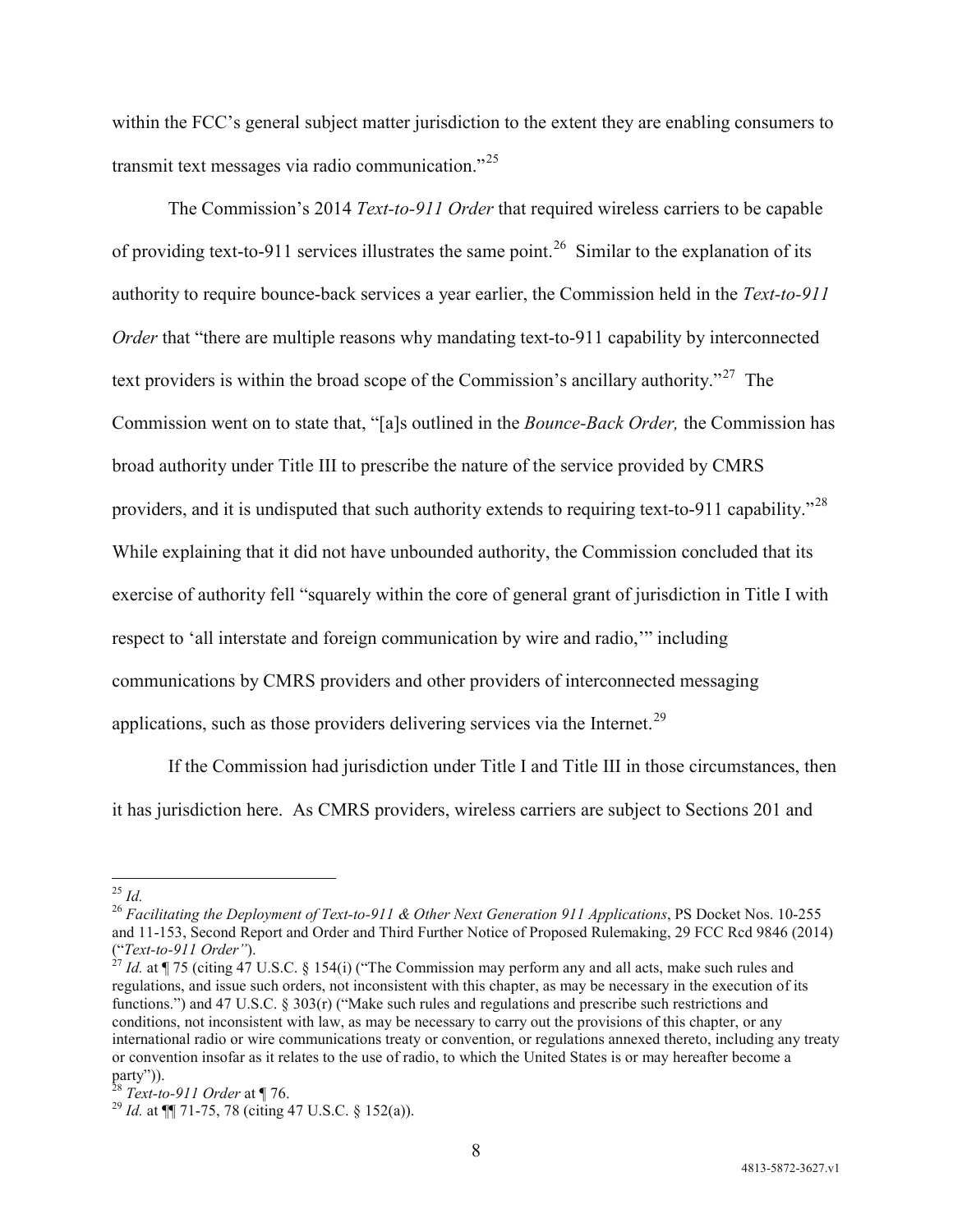within the FCC's general subject matter jurisdiction to the extent they are enabling consumers to transmit text messages via radio communication."[25]

The Commission's 2014 *Text-to-911 Order* that required wireless carriers to be capable of providing text-to-911 services illustrates the same point.[26] Similar to the explanation of its authority to require bounce-back services a year earlier, the Commission held in the *Text-to-911 Order* that "there are multiple reasons why mandating text-to-911 capability by interconnected text providers is within the broad scope of the Commission's ancillary authority."[27] The Commission went on to state that, "[a]s outlined in the *Bounce-Back Order,* the Commission has broad authority under Title III to prescribe the nature of the service provided by CMRS providers, and it is undisputed that such authority extends to requiring text-to-911 capability."[28] While explaining that it did not have unbounded authority, the Commission concluded that its exercise of authority fell "squarely within the core of general grant of jurisdiction in Title I with respect to 'all interstate and foreign communication by wire and radio,'" including communications by CMRS providers and other providers of interconnected messaging applications, such as those providers delivering services via the Internet.[29]

If the Commission had jurisdiction under Title I and Title III in those circumstances, then it has jurisdiction here. As CMRS providers, wireless carriers are subject to Sections 201 and

---

[25] *Id.*

[26] *Facilitating the Deployment of Text-to-911 & Other Next Generation 911 Applications*, PS Docket Nos. 10-255 and 11-153, Second Report and Order and Third Further Notice of Proposed Rulemaking, 29 FCC Rcd 9846 (2014) ("*Text-to-911 Order"*).

[27] *Id.* at ¶ 75 (citing 47 U.S.C. § 154(i) ("The Commission may perform any and all acts, make such rules and regulations, and issue such orders, not inconsistent with this chapter, as may be necessary in the execution of its functions.") and 47 U.S.C. § 303(r) ("Make such rules and regulations and prescribe such restrictions and conditions, not inconsistent with law, as may be necessary to carry out the provisions of this chapter, or any international radio or wire communications treaty or convention, or regulations annexed thereto, including any treaty or convention insofar as it relates to the use of radio, to which the United States is or may hereafter become a party")).

[28] *Text-to-911 Order* at ¶ 76.

[29] *Id.* at ¶¶ 71-75, 78 (citing 47 U.S.C. § 152(a)).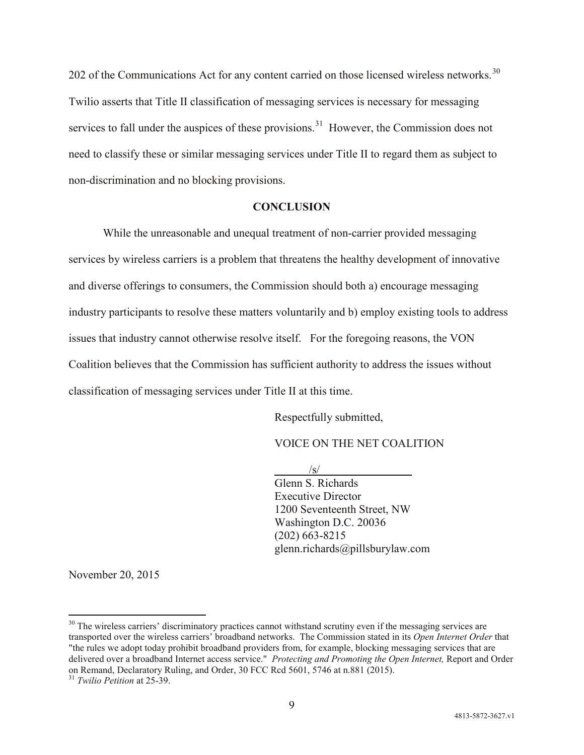202 of the Communications Act for any content carried on those licensed wireless networks.[30] Twilio asserts that Title II classification of messaging services is necessary for messaging services to fall under the auspices of these provisions.[31] However, the Commission does not need to classify these or similar messaging services under Title II to regard them as subject to non-discrimination and no blocking provisions.

## CONCLUSION

While the unreasonable and unequal treatment of non-carrier provided messaging services by wireless carriers is a problem that threatens the healthy development of innovative and diverse offerings to consumers, the Commission should both a) encourage messaging industry participants to resolve these matters voluntarily and b) employ existing tools to address issues that industry cannot otherwise resolve itself. For the foregoing reasons, the VON Coalition believes that the Commission has sufficient authority to address the issues without classification of messaging services under Title II at this time.

Respectfully submitted,

VOICE ON THE NET COALITION

/s/

Glenn S. Richards
Executive Director
1200 Seventeenth Street, NW
Washington D.C. 20036
(202) 663-8215
glenn.richards@pillsburylaw.com

November 20, 2015

---

[30] The wireless carriers' discriminatory practices cannot withstand scrutiny even if the messaging services are transported over the wireless carriers' broadband networks. The Commission stated in its *Open Internet Order* that "the rules we adopt today prohibit broadband providers from, for example, blocking messaging services that are delivered over a broadband Internet access service." *Protecting and Promoting the Open Internet,* Report and Order on Remand, Declaratory Ruling, and Order, 30 FCC Rcd 5601, 5746 at n.881 (2015).

[31] *Twilio Petition* at 25-39.